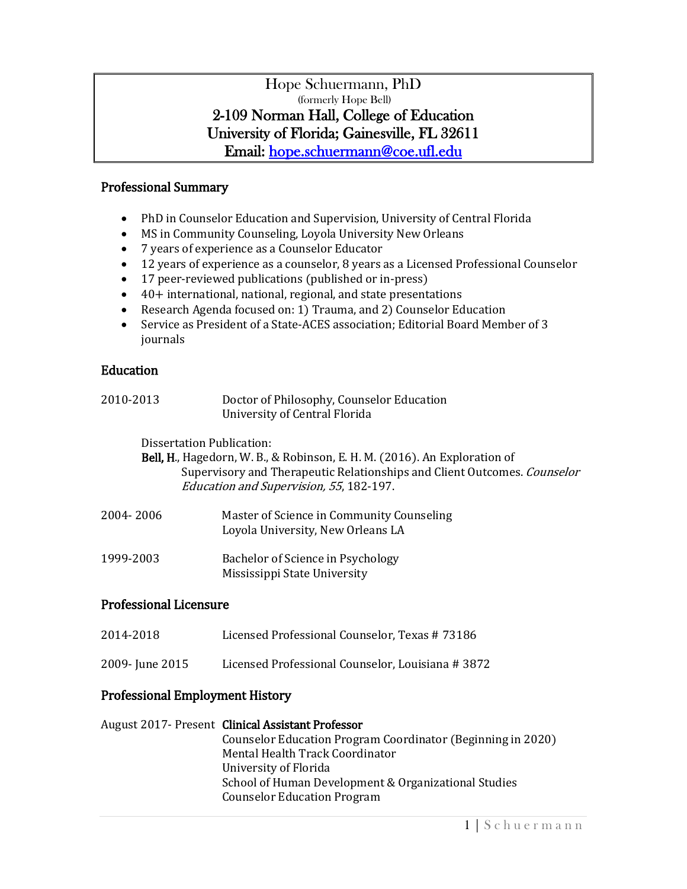# Hope Schuermann, PhD

(formerly Hope Bell)

2-109 Norman Hall, College of Education
University of Florida; Gainesville, FL 32611
Email: [hope.schuermann@coe.ufl.edu](mailto:hope.schuermann@coe.ufl.edu)

## Professional Summary

- PhD in Counselor Education and Supervision, University of Central Florida
- MS in Community Counseling, Loyola University New Orleans
- 7 years of experience as a Counselor Educator
- 12 years of experience as a counselor, 8 years as a Licensed Professional Counselor
- 17 peer-reviewed publications (published or in-press)
- 40+ international, national, regional, and state presentations
- Research Agenda focused on: 1) Trauma, and 2) Counselor Education
- Service as President of a State-ACES association; Editorial Board Member of 3 journals

## Education

2010-2013 Doctor of Philosophy, Counselor Education
University of Central Florida

Dissertation Publication:
**Bell, H.**, Hagedorn, W. B., & Robinson, E. H. M. (2016). An Exploration of Supervisory and Therapeutic Relationships and Client Outcomes. *Counselor Education and Supervision, 55*, 182-197.

2004- 2006 Master of Science in Community Counseling
Loyola University, New Orleans LA

1999-2003 Bachelor of Science in Psychology
Mississippi State University

## Professional Licensure

2014-2018 Licensed Professional Counselor, Texas # 73186

2009- June 2015 Licensed Professional Counselor, Louisiana # 3872

## Professional Employment History

August 2017- Present **Clinical Assistant Professor**
Counselor Education Program Coordinator (Beginning in 2020)
Mental Health Track Coordinator
University of Florida
School of Human Development & Organizational Studies
Counselor Education Program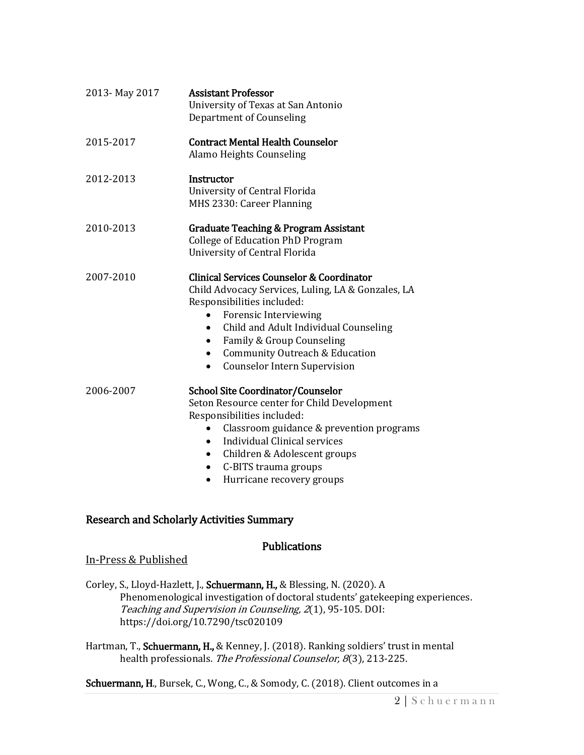2013- May 2017 **Assistant Professor**
University of Texas at San Antonio
Department of Counseling

2015-2017 **Contract Mental Health Counselor**
Alamo Heights Counseling

2012-2013 **Instructor**
University of Central Florida
MHS 2330: Career Planning

2010-2013 **Graduate Teaching & Program Assistant**
College of Education PhD Program
University of Central Florida

2007-2010 **Clinical Services Counselor & Coordinator**
Child Advocacy Services, Luling, LA & Gonzales, LA
Responsibilities included:

- Forensic Interviewing
- Child and Adult Individual Counseling
- Family & Group Counseling
- Community Outreach & Education
- Counselor Intern Supervision

2006-2007 **School Site Coordinator/Counselor**
Seton Resource center for Child Development
Responsibilities included:

- Classroom guidance & prevention programs
- Individual Clinical services
- Children & Adolescent groups
- C-BITS trauma groups
- Hurricane recovery groups

## Research and Scholarly Activities Summary

### Publications

In-Press & Published

Corley, S., Lloyd-Hazlett, J., **Schuermann, H.,** & Blessing, N. (2020). A Phenomenological investigation of doctoral students' gatekeeping experiences. *Teaching and Supervision in Counseling, 2*(1), 95-105. DOI: https://doi.org/10.7290/tsc020109

Hartman, T., **Schuermann, H.,** & Kenney, J. (2018). Ranking soldiers' trust in mental health professionals. *The Professional Counselor, 8*(3), 213-225.

**Schuermann, H.**, Bursek, C., Wong, C., & Somody, C. (2018). Client outcomes in a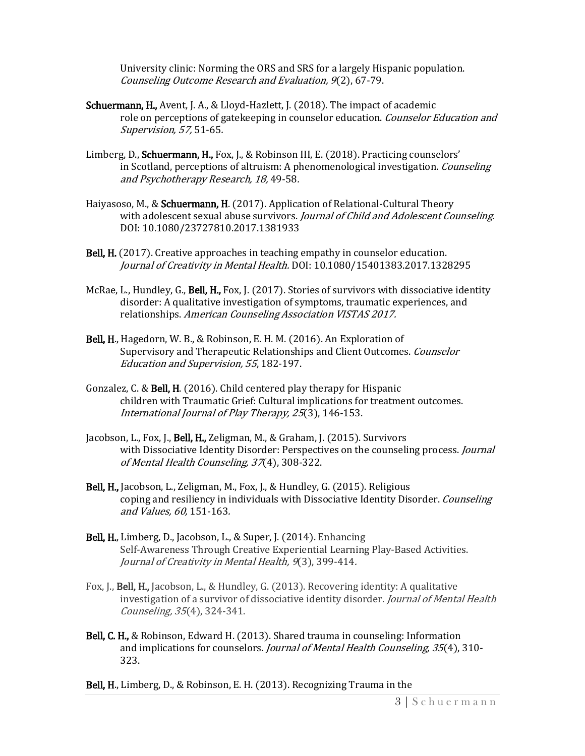University clinic: Norming the ORS and SRS for a largely Hispanic population. *Counseling Outcome Research and Evaluation, 9*(2), 67-79.

**Schuermann, H.,** Avent, J. A., & Lloyd-Hazlett, J. (2018). The impact of academic role on perceptions of gatekeeping in counselor education. *Counselor Education and Supervision, 57,* 51-65.

Limberg, D., **Schuermann, H.,** Fox, J., & Robinson III, E. (2018). Practicing counselors' in Scotland, perceptions of altruism: A phenomenological investigation. *Counseling and Psychotherapy Research, 18,* 49-58.

Haiyasoso, M., & **Schuermann, H**. (2017). Application of Relational-Cultural Theory with adolescent sexual abuse survivors. *Journal of Child and Adolescent Counseling*. DOI: 10.1080/23727810.2017.1381933

**Bell, H.** (2017). Creative approaches in teaching empathy in counselor education. *Journal of Creativity in Mental Health.* DOI: 10.1080/15401383.2017.1328295

McRae, L., Hundley, G., **Bell, H.,** Fox, J. (2017). Stories of survivors with dissociative identity disorder: A qualitative investigation of symptoms, traumatic experiences, and relationships. *American Counseling Association VISTAS 2017.*

**Bell, H**., Hagedorn, W. B., & Robinson, E. H. M. (2016). An Exploration of Supervisory and Therapeutic Relationships and Client Outcomes. *Counselor Education and Supervision, 55*, 182-197.

Gonzalez, C. & **Bell, H**. (2016). Child centered play therapy for Hispanic children with Traumatic Grief: Cultural implications for treatment outcomes. *International Journal of Play Therapy, 25*(3), 146-153.

Jacobson, L., Fox, J., **Bell, H.,** Zeligman, M., & Graham, J. (2015). Survivors with Dissociative Identity Disorder: Perspectives on the counseling process. *Journal of Mental Health Counseling, 37*(4), 308-322.

**Bell, H.,** Jacobson, L., Zeligman, M., Fox, J., & Hundley, G. (2015). Religious coping and resiliency in individuals with Dissociative Identity Disorder. *Counseling and Values, 60,* 151-163.

**Bell, H.**, Limberg, D., Jacobson, L., & Super, J. (2014). Enhancing Self-Awareness Through Creative Experiential Learning Play-Based Activities. *Journal of Creativity in Mental Health, 9*(3), 399-414.

Fox, J., **Bell, H.,** Jacobson, L., & Hundley, G. (2013). Recovering identity: A qualitative investigation of a survivor of dissociative identity disorder. *Journal of Mental Health Counseling, 35*(4), 324-341.

**Bell, C. H.,** & Robinson, Edward H. (2013). Shared trauma in counseling: Information and implications for counselors. *Journal of Mental Health Counseling, 35*(4), 310-323.

**Bell, H**., Limberg, D., & Robinson, E. H. (2013). Recognizing Trauma in the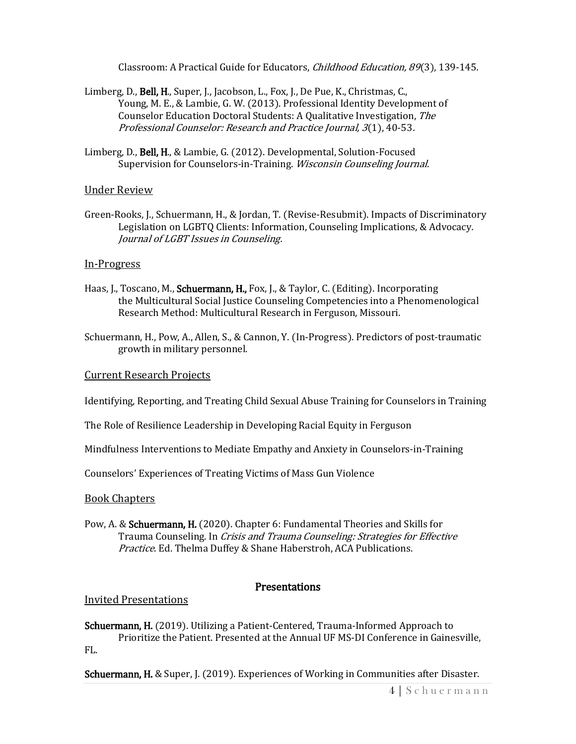Classroom: A Practical Guide for Educators, *Childhood Education, 89*(3), 139-145.

Limberg, D., **Bell, H.**, Super, J., Jacobson, L., Fox, J., De Pue, K., Christmas, C., Young, M. E., & Lambie, G. W. (2013). Professional Identity Development of Counselor Education Doctoral Students: A Qualitative Investigation, *The Professional Counselor: Research and Practice Journal, 3*(1), 40-53.

Limberg, D., **Bell, H.**, & Lambie, G. (2012). Developmental, Solution-Focused Supervision for Counselors-in-Training. *Wisconsin Counseling Journal*.

### Under Review

Green-Rooks, J., Schuermann, H., & Jordan, T. (Revise-Resubmit). Impacts of Discriminatory Legislation on LGBTQ Clients: Information, Counseling Implications, & Advocacy. *Journal of LGBT Issues in Counseling.*

### In-Progress

Haas, J., Toscano, M., **Schuermann, H.,** Fox, J., & Taylor, C. (Editing). Incorporating the Multicultural Social Justice Counseling Competencies into a Phenomenological Research Method: Multicultural Research in Ferguson, Missouri.

Schuermann, H., Pow, A., Allen, S., & Cannon, Y. (In-Progress). Predictors of post-traumatic growth in military personnel.

### Current Research Projects

Identifying, Reporting, and Treating Child Sexual Abuse Training for Counselors in Training

The Role of Resilience Leadership in Developing Racial Equity in Ferguson

Mindfulness Interventions to Mediate Empathy and Anxiety in Counselors-in-Training

Counselors' Experiences of Treating Victims of Mass Gun Violence

### Book Chapters

Pow, A. & **Schuermann, H.** (2020). Chapter 6: Fundamental Theories and Skills for Trauma Counseling. In *Crisis and Trauma Counseling: Strategies for Effective Practice*. Ed. Thelma Duffey & Shane Haberstroh, ACA Publications.

## Presentations

### Invited Presentations

**Schuermann, H.** (2019). Utilizing a Patient-Centered, Trauma-Informed Approach to Prioritize the Patient. Presented at the Annual UF MS-DI Conference in Gainesville, FL.

**Schuermann, H.** & Super, J. (2019). Experiences of Working in Communities after Disaster.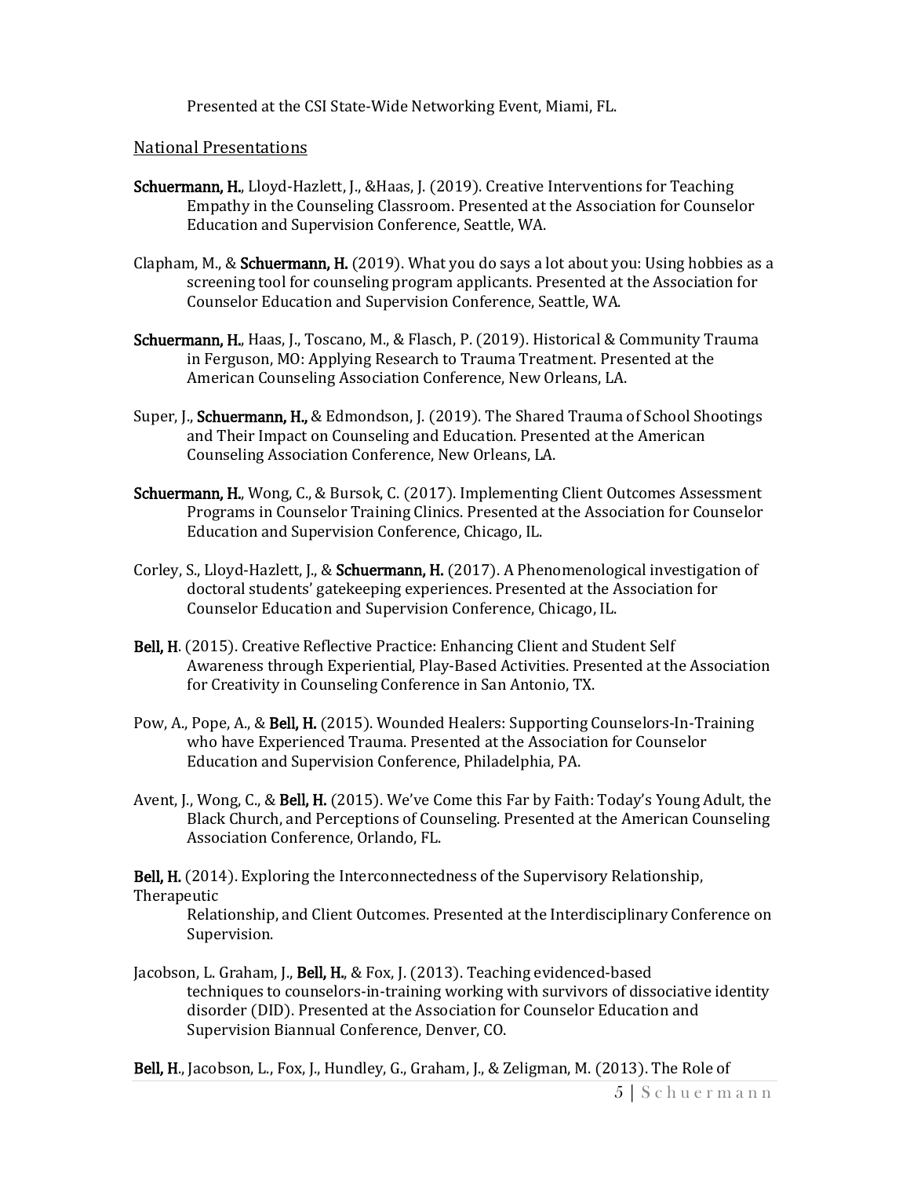Presented at the CSI State-Wide Networking Event, Miami, FL.

National Presentations

**Schuermann, H.**, Lloyd-Hazlett, J., &Haas, J. (2019). Creative Interventions for Teaching Empathy in the Counseling Classroom. Presented at the Association for Counselor Education and Supervision Conference, Seattle, WA.

Clapham, M., & **Schuermann, H.** (2019). What you do says a lot about you: Using hobbies as a screening tool for counseling program applicants. Presented at the Association for Counselor Education and Supervision Conference, Seattle, WA.

**Schuermann, H.**, Haas, J., Toscano, M., & Flasch, P. (2019). Historical & Community Trauma in Ferguson, MO: Applying Research to Trauma Treatment. Presented at the American Counseling Association Conference, New Orleans, LA.

Super, J., **Schuermann, H.,** & Edmondson, J. (2019). The Shared Trauma of School Shootings and Their Impact on Counseling and Education. Presented at the American Counseling Association Conference, New Orleans, LA.

**Schuermann, H.**, Wong, C., & Bursok, C. (2017). Implementing Client Outcomes Assessment Programs in Counselor Training Clinics. Presented at the Association for Counselor Education and Supervision Conference, Chicago, IL.

Corley, S., Lloyd-Hazlett, J., & **Schuermann, H.** (2017). A Phenomenological investigation of doctoral students' gatekeeping experiences. Presented at the Association for Counselor Education and Supervision Conference, Chicago, IL.

**Bell, H**. (2015). Creative Reflective Practice: Enhancing Client and Student Self Awareness through Experiential, Play-Based Activities. Presented at the Association for Creativity in Counseling Conference in San Antonio, TX.

Pow, A., Pope, A., & **Bell, H.** (2015). Wounded Healers: Supporting Counselors-In-Training who have Experienced Trauma. Presented at the Association for Counselor Education and Supervision Conference, Philadelphia, PA.

Avent, J., Wong, C., & **Bell, H.** (2015). We've Come this Far by Faith: Today's Young Adult, the Black Church, and Perceptions of Counseling. Presented at the American Counseling Association Conference, Orlando, FL.

**Bell, H.** (2014). Exploring the Interconnectedness of the Supervisory Relationship, Therapeutic Relationship, and Client Outcomes. Presented at the Interdisciplinary Conference on Supervision.

Jacobson, L. Graham, J., **Bell, H.**, & Fox, J. (2013). Teaching evidenced-based techniques to counselors-in-training working with survivors of dissociative identity disorder (DID). Presented at the Association for Counselor Education and Supervision Biannual Conference, Denver, CO.

**Bell, H.**, Jacobson, L., Fox, J., Hundley, G., Graham, J., & Zeligman, M. (2013). The Role of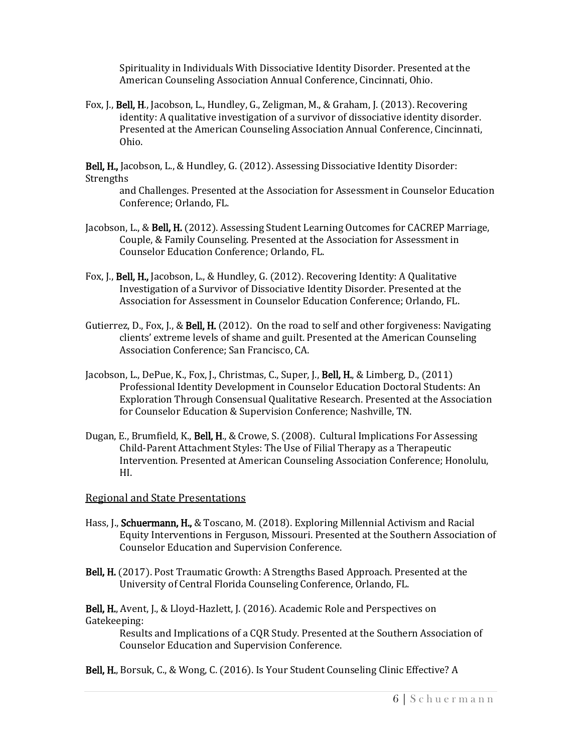Spirituality in Individuals With Dissociative Identity Disorder. Presented at the American Counseling Association Annual Conference, Cincinnati, Ohio.

Fox, J., **Bell, H.**, Jacobson, L., Hundley, G., Zeligman, M., & Graham, J. (2013). Recovering identity: A qualitative investigation of a survivor of dissociative identity disorder. Presented at the American Counseling Association Annual Conference, Cincinnati, Ohio.

**Bell, H.,** Jacobson, L., & Hundley, G. (2012). Assessing Dissociative Identity Disorder: Strengths and Challenges. Presented at the Association for Assessment in Counselor Education Conference; Orlando, FL.

Jacobson, L., & **Bell, H.** (2012). Assessing Student Learning Outcomes for CACREP Marriage, Couple, & Family Counseling. Presented at the Association for Assessment in Counselor Education Conference; Orlando, FL.

Fox, J., **Bell, H.,** Jacobson, L., & Hundley, G. (2012). Recovering Identity: A Qualitative Investigation of a Survivor of Dissociative Identity Disorder. Presented at the Association for Assessment in Counselor Education Conference; Orlando, FL.

Gutierrez, D., Fox, J., & **Bell, H.** (2012). On the road to self and other forgiveness: Navigating clients' extreme levels of shame and guilt. Presented at the American Counseling Association Conference; San Francisco, CA.

Jacobson, L., DePue, K., Fox, J., Christmas, C., Super, J., **Bell, H.**, & Limberg, D., (2011) Professional Identity Development in Counselor Education Doctoral Students: An Exploration Through Consensual Qualitative Research. Presented at the Association for Counselor Education & Supervision Conference; Nashville, TN.

Dugan, E., Brumfield, K., **Bell, H.**, & Crowe, S. (2008). Cultural Implications For Assessing Child-Parent Attachment Styles: The Use of Filial Therapy as a Therapeutic Intervention. Presented at American Counseling Association Conference; Honolulu, HI.

## Regional and State Presentations

Hass, J., **Schuermann, H.,** & Toscano, M. (2018). Exploring Millennial Activism and Racial Equity Interventions in Ferguson, Missouri. Presented at the Southern Association of Counselor Education and Supervision Conference.

**Bell, H.** (2017). Post Traumatic Growth: A Strengths Based Approach. Presented at the University of Central Florida Counseling Conference, Orlando, FL.

**Bell, H.**, Avent, J., & Lloyd-Hazlett, J. (2016). Academic Role and Perspectives on Gatekeeping: Results and Implications of a CQR Study. Presented at the Southern Association of Counselor Education and Supervision Conference.

**Bell, H.**, Borsuk, C., & Wong, C. (2016). Is Your Student Counseling Clinic Effective? A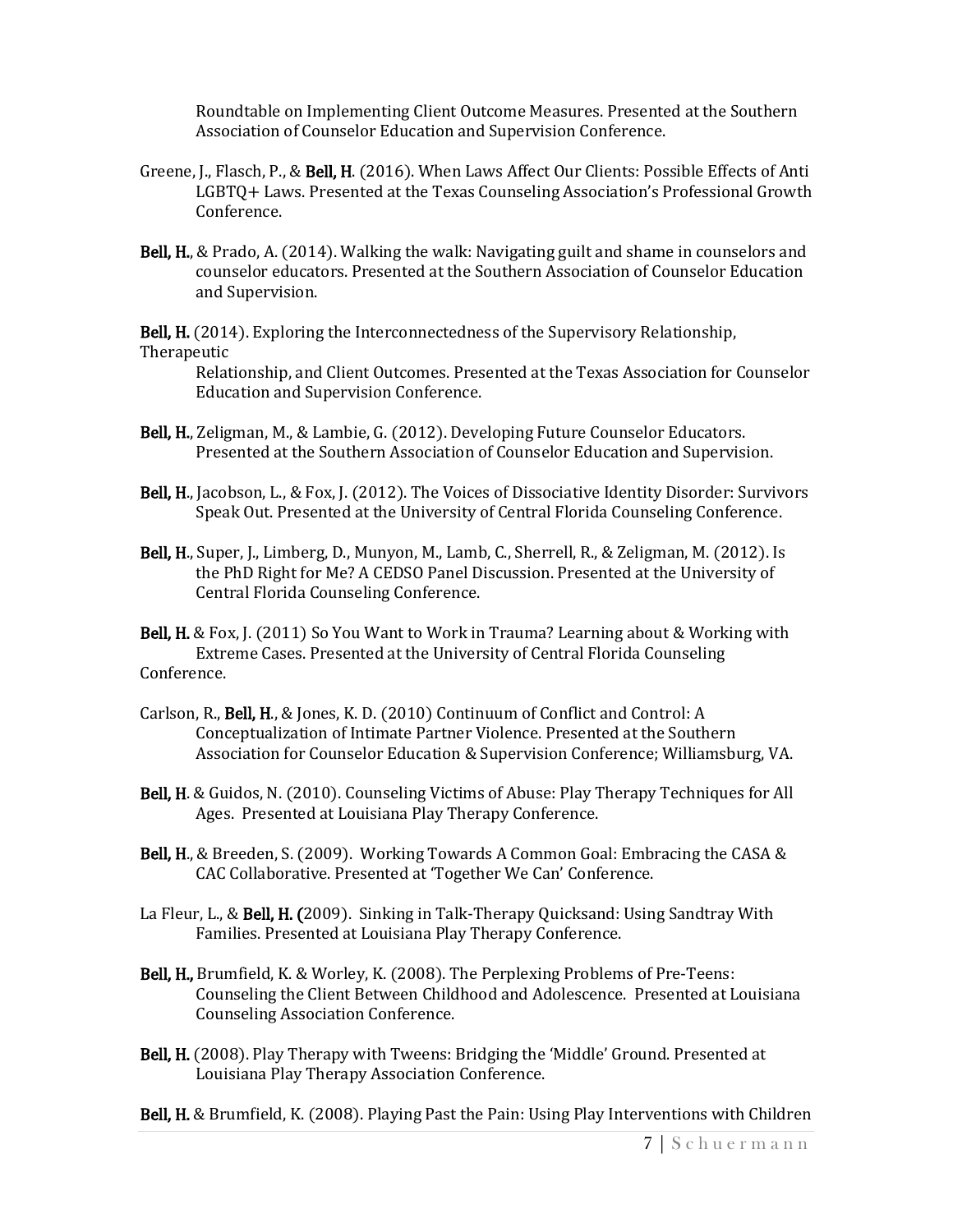Roundtable on Implementing Client Outcome Measures. Presented at the Southern Association of Counselor Education and Supervision Conference.

Greene, J., Flasch, P., & **Bell, H**. (2016). When Laws Affect Our Clients: Possible Effects of Anti LGBTQ+ Laws. Presented at the Texas Counseling Association's Professional Growth Conference.

**Bell, H.**, & Prado, A. (2014). Walking the walk: Navigating guilt and shame in counselors and counselor educators. Presented at the Southern Association of Counselor Education and Supervision.

**Bell, H.** (2014). Exploring the Interconnectedness of the Supervisory Relationship, Therapeutic Relationship, and Client Outcomes. Presented at the Texas Association for Counselor Education and Supervision Conference.

**Bell, H.**, Zeligman, M., & Lambie, G. (2012). Developing Future Counselor Educators. Presented at the Southern Association of Counselor Education and Supervision.

**Bell, H.**, Jacobson, L., & Fox, J. (2012). The Voices of Dissociative Identity Disorder: Survivors Speak Out. Presented at the University of Central Florida Counseling Conference.

**Bell, H.**, Super, J., Limberg, D., Munyon, M., Lamb, C., Sherrell, R., & Zeligman, M. (2012). Is the PhD Right for Me? A CEDSO Panel Discussion. Presented at the University of Central Florida Counseling Conference.

**Bell, H.** & Fox, J. (2011) So You Want to Work in Trauma? Learning about & Working with Extreme Cases. Presented at the University of Central Florida Counseling Conference.

Carlson, R., **Bell, H.**, & Jones, K. D. (2010) Continuum of Conflict and Control: A Conceptualization of Intimate Partner Violence. Presented at the Southern Association for Counselor Education & Supervision Conference; Williamsburg, VA.

**Bell, H**. & Guidos, N. (2010). Counseling Victims of Abuse: Play Therapy Techniques for All Ages. Presented at Louisiana Play Therapy Conference.

**Bell, H.**, & Breeden, S. (2009). Working Towards A Common Goal: Embracing the CASA & CAC Collaborative. Presented at 'Together We Can' Conference.

La Fleur, L., & **Bell, H. (**2009). Sinking in Talk-Therapy Quicksand: Using Sandtray With Families. Presented at Louisiana Play Therapy Conference.

**Bell, H.,** Brumfield, K. & Worley, K. (2008). The Perplexing Problems of Pre-Teens: Counseling the Client Between Childhood and Adolescence. Presented at Louisiana Counseling Association Conference.

**Bell, H.** (2008). Play Therapy with Tweens: Bridging the 'Middle' Ground. Presented at Louisiana Play Therapy Association Conference.

**Bell, H.** & Brumfield, K. (2008). Playing Past the Pain: Using Play Interventions with Children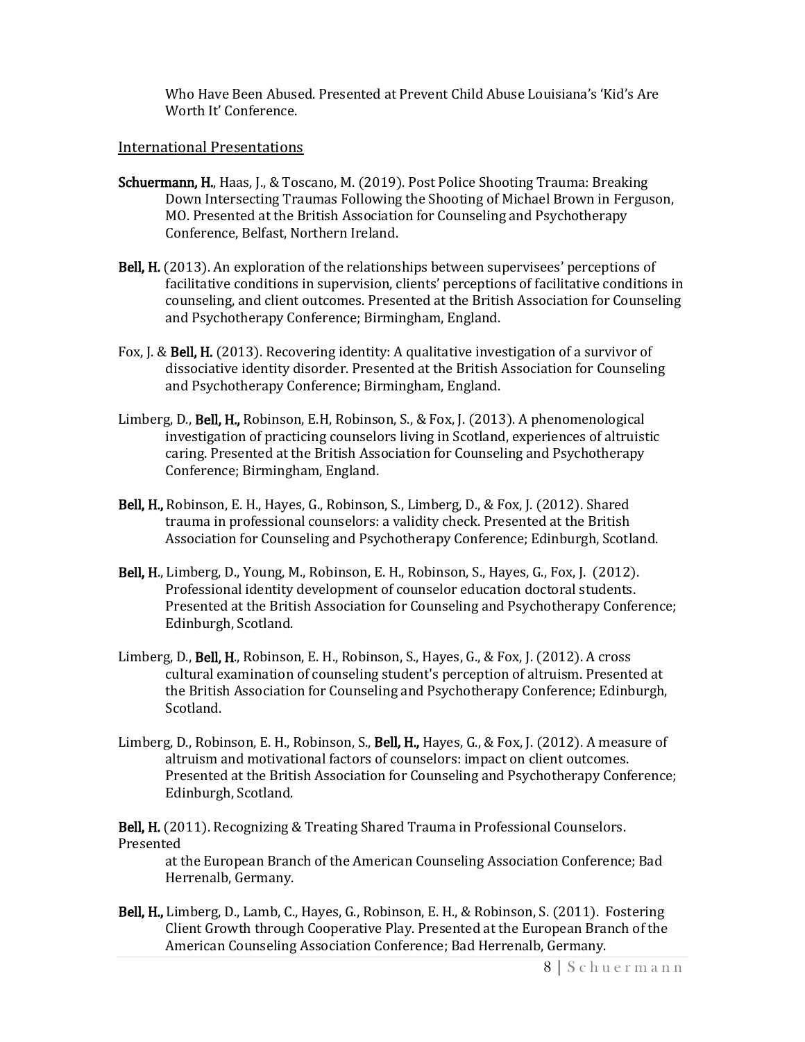Who Have Been Abused. Presented at Prevent Child Abuse Louisiana's 'Kid's Are Worth It' Conference.

International Presentations

**Schuermann, H.**, Haas, J., & Toscano, M. (2019). Post Police Shooting Trauma: Breaking Down Intersecting Traumas Following the Shooting of Michael Brown in Ferguson, MO. Presented at the British Association for Counseling and Psychotherapy Conference, Belfast, Northern Ireland.

**Bell, H.** (2013). An exploration of the relationships between supervisees' perceptions of facilitative conditions in supervision, clients' perceptions of facilitative conditions in counseling, and client outcomes. Presented at the British Association for Counseling and Psychotherapy Conference; Birmingham, England.

Fox, J. & **Bell, H.** (2013). Recovering identity: A qualitative investigation of a survivor of dissociative identity disorder. Presented at the British Association for Counseling and Psychotherapy Conference; Birmingham, England.

Limberg, D., **Bell, H.,** Robinson, E.H, Robinson, S., & Fox, J. (2013). A phenomenological investigation of practicing counselors living in Scotland, experiences of altruistic caring. Presented at the British Association for Counseling and Psychotherapy Conference; Birmingham, England.

**Bell, H.,** Robinson, E. H., Hayes, G., Robinson, S., Limberg, D., & Fox, J. (2012). Shared trauma in professional counselors: a validity check. Presented at the British Association for Counseling and Psychotherapy Conference; Edinburgh, Scotland.

**Bell, H**., Limberg, D., Young, M., Robinson, E. H., Robinson, S., Hayes, G., Fox, J. (2012). Professional identity development of counselor education doctoral students. Presented at the British Association for Counseling and Psychotherapy Conference; Edinburgh, Scotland.

Limberg, D., **Bell, H**., Robinson, E. H., Robinson, S., Hayes, G., & Fox, J. (2012). A cross cultural examination of counseling student's perception of altruism. Presented at the British Association for Counseling and Psychotherapy Conference; Edinburgh, Scotland.

Limberg, D., Robinson, E. H., Robinson, S., **Bell, H.,** Hayes, G., & Fox, J. (2012). A measure of altruism and motivational factors of counselors: impact on client outcomes. Presented at the British Association for Counseling and Psychotherapy Conference; Edinburgh, Scotland.

**Bell, H.** (2011). Recognizing & Treating Shared Trauma in Professional Counselors. Presented at the European Branch of the American Counseling Association Conference; Bad Herrenalb, Germany.

**Bell, H.,** Limberg, D., Lamb, C., Hayes, G., Robinson, E. H., & Robinson, S. (2011). Fostering Client Growth through Cooperative Play. Presented at the European Branch of the American Counseling Association Conference; Bad Herrenalb, Germany.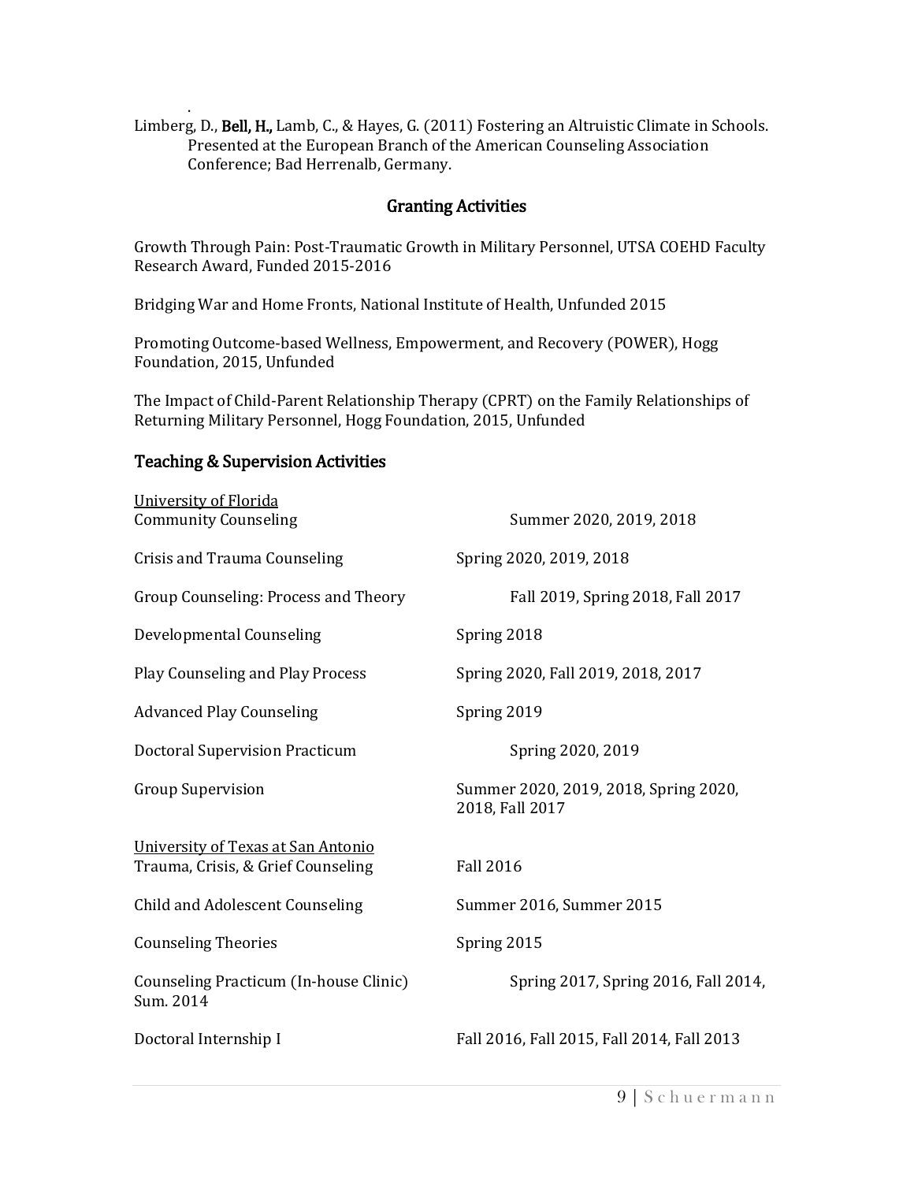.

Limberg, D., **Bell, H.,** Lamb, C., & Hayes, G. (2011) Fostering an Altruistic Climate in Schools. Presented at the European Branch of the American Counseling Association Conference; Bad Herrenalb, Germany.

## Granting Activities

Growth Through Pain: Post-Traumatic Growth in Military Personnel, UTSA COEHD Faculty Research Award, Funded 2015-2016

Bridging War and Home Fronts, National Institute of Health, Unfunded 2015

Promoting Outcome-based Wellness, Empowerment, and Recovery (POWER), Hogg Foundation, 2015, Unfunded

The Impact of Child-Parent Relationship Therapy (CPRT) on the Family Relationships of Returning Military Personnel, Hogg Foundation, 2015, Unfunded

## Teaching & Supervision Activities

University of Florida

| | |
|---|---|
| Community Counseling | Summer 2020, 2019, 2018 |
| Crisis and Trauma Counseling | Spring 2020, 2019, 2018 |
| Group Counseling: Process and Theory | Fall 2019, Spring 2018, Fall 2017 |
| Developmental Counseling | Spring 2018 |
| Play Counseling and Play Process | Spring 2020, Fall 2019, 2018, 2017 |
| Advanced Play Counseling | Spring 2019 |
| Doctoral Supervision Practicum | Spring 2020, 2019 |
| Group Supervision | Summer 2020, 2019, 2018, Spring 2020, 2018, Fall 2017 |

University of Texas at San Antonio

| | |
|---|---|
| Trauma, Crisis, & Grief Counseling | Fall 2016 |
| Child and Adolescent Counseling | Summer 2016, Summer 2015 |
| Counseling Theories | Spring 2015 |
| Counseling Practicum (In-house Clinic) | Spring 2017, Spring 2016, Fall 2014, Sum. 2014 |
| Doctoral Internship I | Fall 2016, Fall 2015, Fall 2014, Fall 2013 |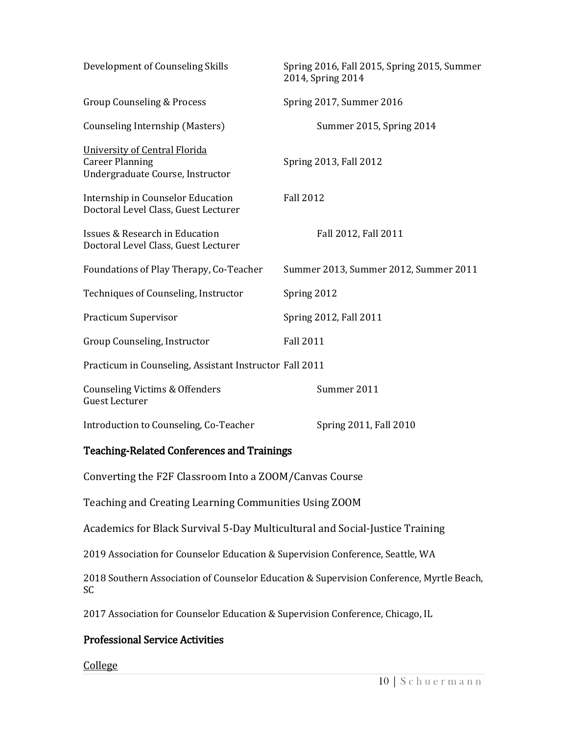Development of Counseling Skills — Spring 2016, Fall 2015, Spring 2015, Summer 2014, Spring 2014

Group Counseling & Process — Spring 2017, Summer 2016

Counseling Internship (Masters) — Summer 2015, Spring 2014

<u>University of Central Florida</u>

Career Planning — Spring 2013, Fall 2012
Undergraduate Course, Instructor

Internship in Counselor Education — Fall 2012
Doctoral Level Class, Guest Lecturer

Issues & Research in Education — Fall 2012, Fall 2011
Doctoral Level Class, Guest Lecturer

Foundations of Play Therapy, Co-Teacher — Summer 2013, Summer 2012, Summer 2011

Techniques of Counseling, Instructor — Spring 2012

Practicum Supervisor — Spring 2012, Fall 2011

Group Counseling, Instructor — Fall 2011

Practicum in Counseling, Assistant Instructor — Fall 2011

Counseling Victims & Offenders — Summer 2011
Guest Lecturer

Introduction to Counseling, Co-Teacher — Spring 2011, Fall 2010

### Teaching-Related Conferences and Trainings

Converting the F2F Classroom Into a ZOOM/Canvas Course

Teaching and Creating Learning Communities Using ZOOM

Academics for Black Survival 5-Day Multicultural and Social-Justice Training

2019 Association for Counselor Education & Supervision Conference, Seattle, WA

2018 Southern Association of Counselor Education & Supervision Conference, Myrtle Beach, SC

2017 Association for Counselor Education & Supervision Conference, Chicago, IL

### Professional Service Activities

<u>College</u>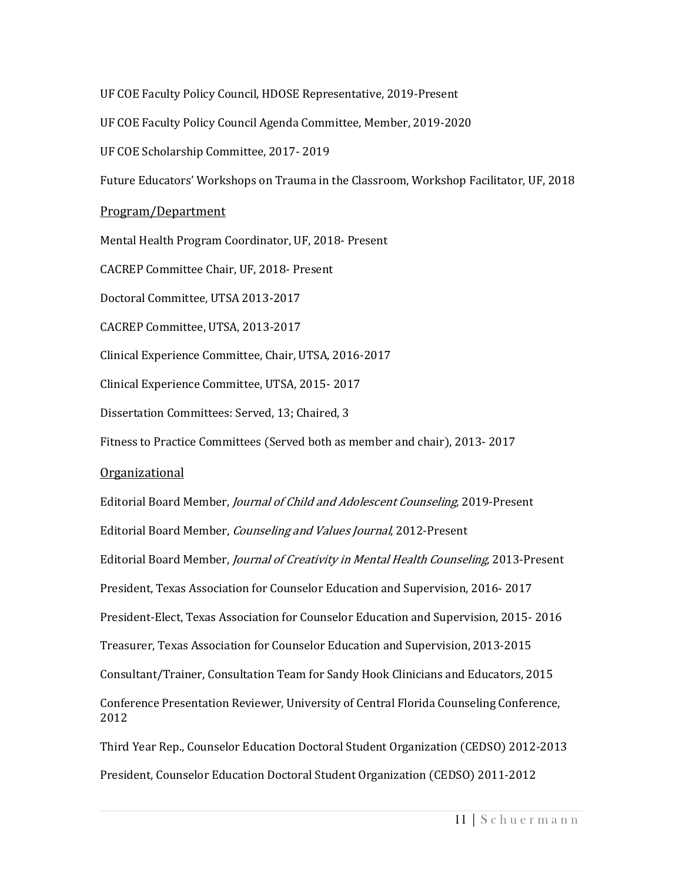UF COE Faculty Policy Council, HDOSE Representative, 2019-Present

UF COE Faculty Policy Council Agenda Committee, Member, 2019-2020

UF COE Scholarship Committee, 2017- 2019

Future Educators' Workshops on Trauma in the Classroom, Workshop Facilitator, UF, 2018

### Program/Department

Mental Health Program Coordinator, UF, 2018- Present

CACREP Committee Chair, UF, 2018- Present

Doctoral Committee, UTSA 2013-2017

CACREP Committee, UTSA, 2013-2017

Clinical Experience Committee, Chair, UTSA, 2016-2017

Clinical Experience Committee, UTSA, 2015- 2017

Dissertation Committees: Served, 13; Chaired, 3

Fitness to Practice Committees (Served both as member and chair), 2013- 2017

### Organizational

Editorial Board Member, *Journal of Child and Adolescent Counseling*, 2019-Present

Editorial Board Member, *Counseling and Values Journal*, 2012-Present

Editorial Board Member, *Journal of Creativity in Mental Health Counseling*, 2013-Present

President, Texas Association for Counselor Education and Supervision, 2016- 2017

President-Elect, Texas Association for Counselor Education and Supervision, 2015- 2016

Treasurer, Texas Association for Counselor Education and Supervision, 2013-2015

Consultant/Trainer, Consultation Team for Sandy Hook Clinicians and Educators, 2015

Conference Presentation Reviewer, University of Central Florida Counseling Conference, 2012

Third Year Rep., Counselor Education Doctoral Student Organization (CEDSO) 2012-2013

President, Counselor Education Doctoral Student Organization (CEDSO) 2011-2012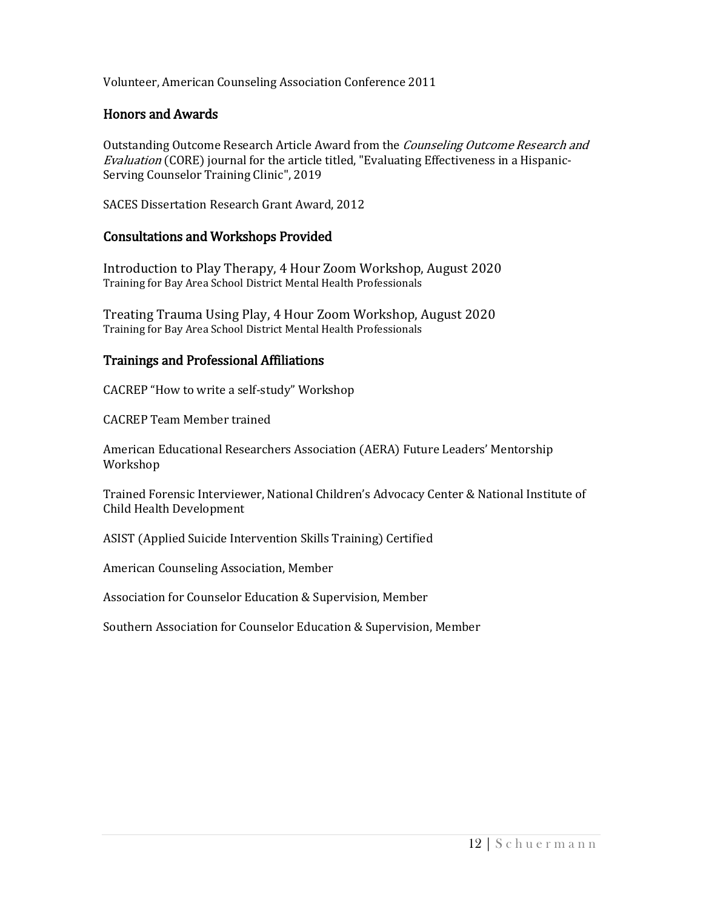Volunteer, American Counseling Association Conference 2011

## Honors and Awards

Outstanding Outcome Research Article Award from the *Counseling Outcome Research and Evaluation* (CORE) journal for the article titled, "Evaluating Effectiveness in a Hispanic-Serving Counselor Training Clinic", 2019

SACES Dissertation Research Grant Award, 2012

## Consultations and Workshops Provided

Introduction to Play Therapy, 4 Hour Zoom Workshop, August 2020
Training for Bay Area School District Mental Health Professionals

Treating Trauma Using Play, 4 Hour Zoom Workshop, August 2020
Training for Bay Area School District Mental Health Professionals

## Trainings and Professional Affiliations

CACREP "How to write a self-study" Workshop

CACREP Team Member trained

American Educational Researchers Association (AERA) Future Leaders' Mentorship Workshop

Trained Forensic Interviewer, National Children's Advocacy Center & National Institute of Child Health Development

ASIST (Applied Suicide Intervention Skills Training) Certified

American Counseling Association, Member

Association for Counselor Education & Supervision, Member

Southern Association for Counselor Education & Supervision, Member